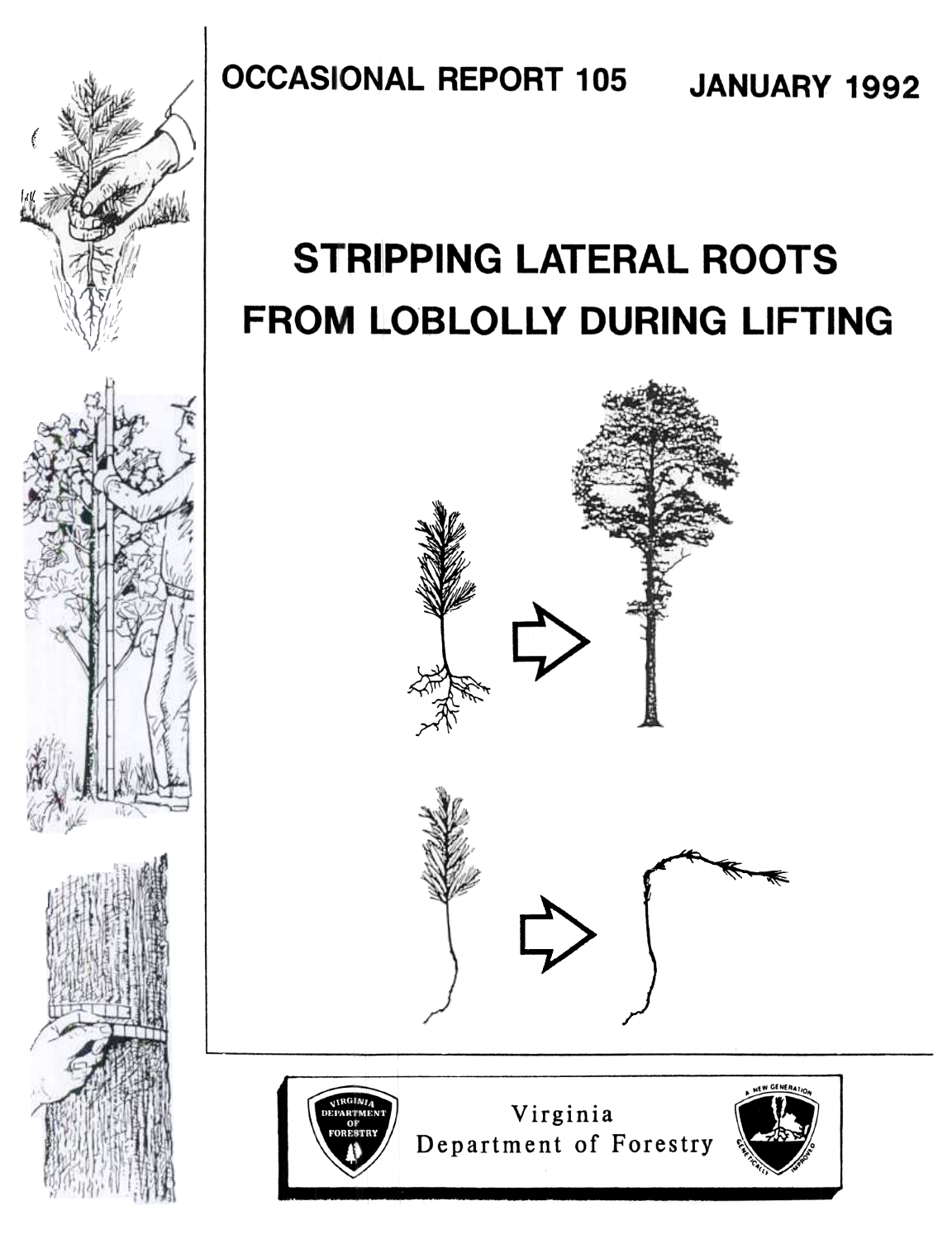OCCASIONAL REPORT 105 JANUARY 1992

# STRIPPING LATERAL ROOTS FROM LOBLOLLY DURING LIFTING

Virginia Department of Forestry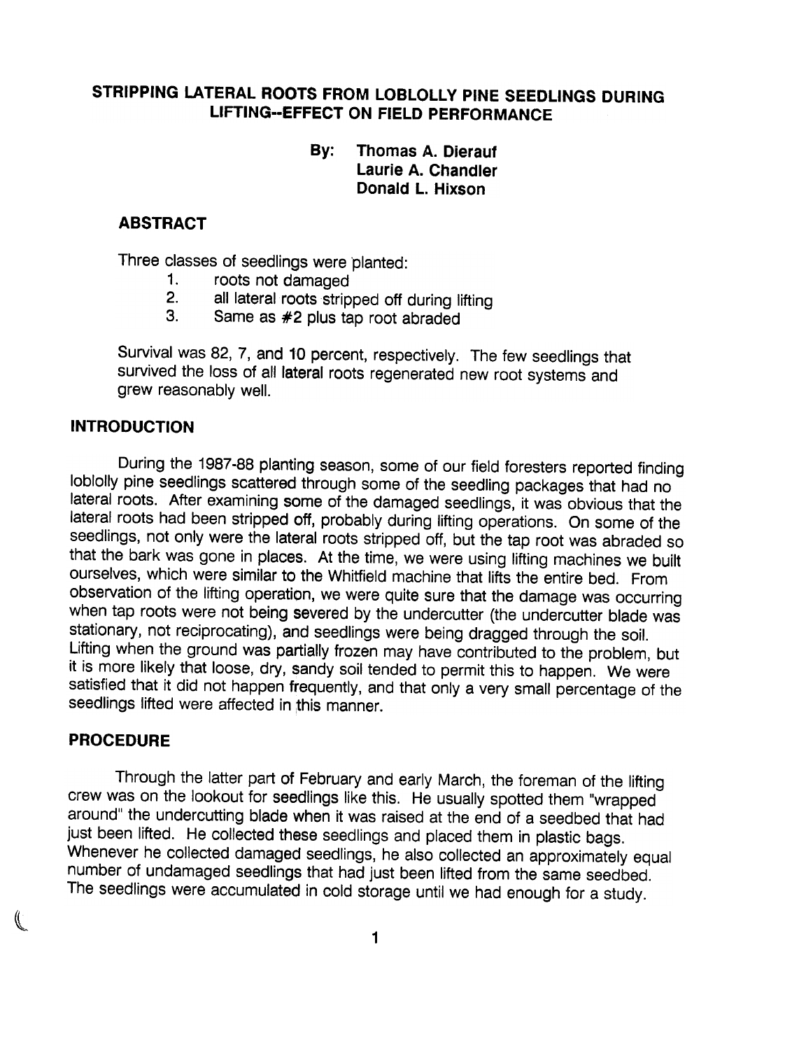# STRIPPING LATERAL ROOTS FROM LOBLOLLY PINE SEEDLINGS DURING LIFTING--EFFECT ON FIELD PERFORMANCE

**By: Thomas A. Dierauf**
**Laurie A. Chandler**
**Donald L. Hixson**

## ABSTRACT

Three classes of seedlings were planted:

1. roots not damaged
2. all lateral roots stripped off during lifting
3. Same as #2 plus tap root abraded

Survival was 82, 7, and 10 percent, respectively. The few seedlings that survived the loss of all lateral roots regenerated new root systems and grew reasonably well.

## INTRODUCTION

During the 1987-88 planting season, some of our field foresters reported finding loblolly pine seedlings scattered through some of the seedling packages that had no lateral roots. After examining some of the damaged seedlings, it was obvious that the lateral roots had been stripped off, probably during lifting operations. On some of the seedlings, not only were the lateral roots stripped off, but the tap root was abraded so that the bark was gone in places. At the time, we were using lifting machines we built ourselves, which were similar to the Whitfield machine that lifts the entire bed. From observation of the lifting operation, we were quite sure that the damage was occurring when tap roots were not being severed by the undercutter (the undercutter blade was stationary, not reciprocating), and seedlings were being dragged through the soil. Lifting when the ground was partially frozen may have contributed to the problem, but it is more likely that loose, dry, sandy soil tended to permit this to happen. We were satisfied that it did not happen frequently, and that only a very small percentage of the seedlings lifted were affected in this manner.

## PROCEDURE

Through the latter part of February and early March, the foreman of the lifting crew was on the lookout for seedlings like this. He usually spotted them "wrapped around" the undercutting blade when it was raised at the end of a seedbed that had just been lifted. He collected these seedlings and placed them in plastic bags. Whenever he collected damaged seedlings, he also collected an approximately equal number of undamaged seedlings that had just been lifted from the same seedbed. The seedlings were accumulated in cold storage until we had enough for a study.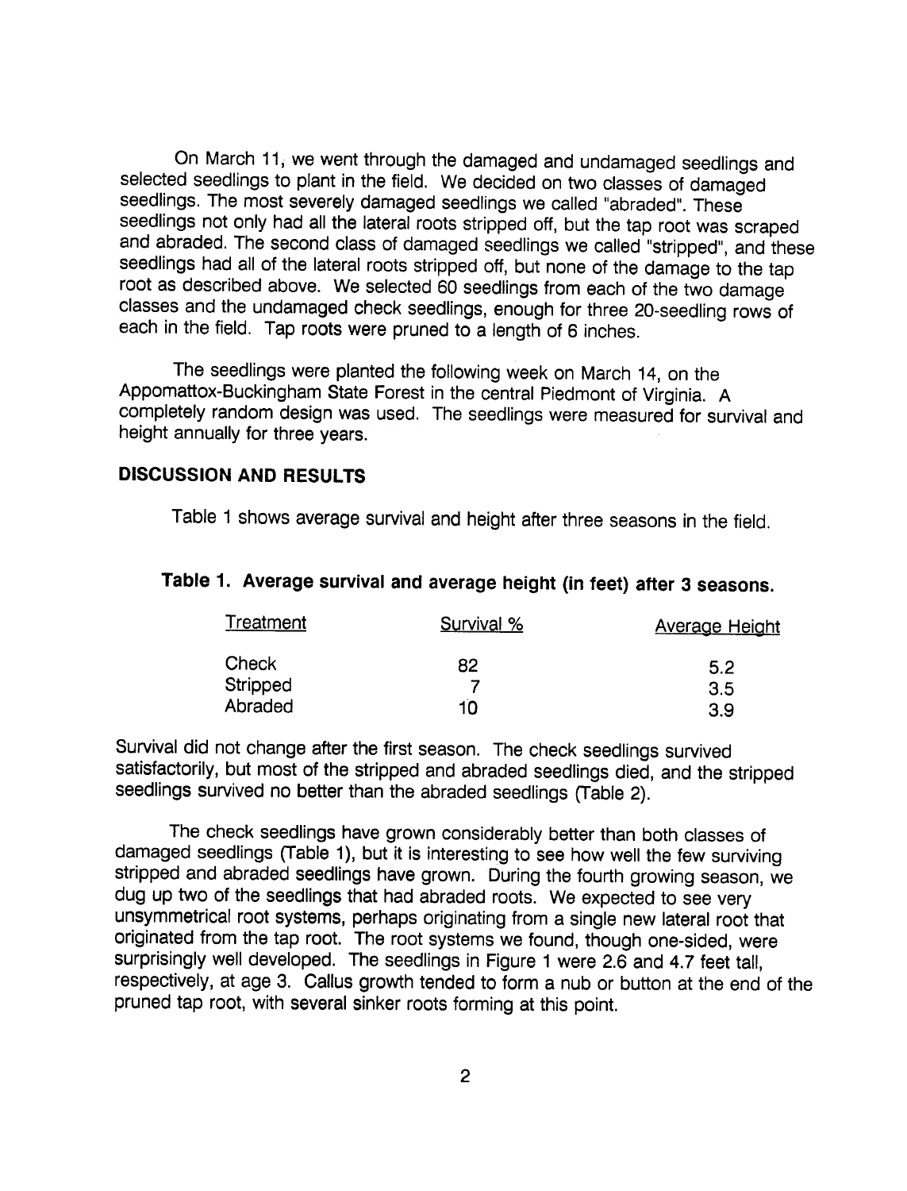On March 11, we went through the damaged and undamaged seedlings and selected seedlings to plant in the field. We decided on two classes of damaged seedlings. The most severely damaged seedlings we called "abraded". These seedlings not only had all the lateral roots stripped off, but the tap root was scraped and abraded. The second class of damaged seedlings we called "stripped", and these seedlings had all of the lateral roots stripped off, but none of the damage to the tap root as described above. We selected 60 seedlings from each of the two damage classes and the undamaged check seedlings, enough for three 20-seedling rows of each in the field. Tap roots were pruned to a length of 6 inches.

The seedlings were planted the following week on March 14, on the Appomattox-Buckingham State Forest in the central Piedmont of Virginia. A completely random design was used. The seedlings were measured for survival and height annually for three years.

## DISCUSSION AND RESULTS

Table 1 shows average survival and height after three seasons in the field.

**Table 1. Average survival and average height (in feet) after 3 seasons.**

| Treatment | Survival % | Average Height |
|---|---|---|
| Check | 82 | 5.2 |
| Stripped | 7 | 3.5 |
| Abraded | 10 | 3.9 |

Survival did not change after the first season. The check seedlings survived satisfactorily, but most of the stripped and abraded seedlings died, and the stripped seedlings survived no better than the abraded seedlings (Table 2).

The check seedlings have grown considerably better than both classes of damaged seedlings (Table 1), but it is interesting to see how well the few surviving stripped and abraded seedlings have grown. During the fourth growing season, we dug up two of the seedlings that had abraded roots. We expected to see very unsymmetrical root systems, perhaps originating from a single new lateral root that originated from the tap root. The root systems we found, though one-sided, were surprisingly well developed. The seedlings in Figure 1 were 2.6 and 4.7 feet tall, respectively, at age 3. Callus growth tended to form a nub or button at the end of the pruned tap root, with several sinker roots forming at this point.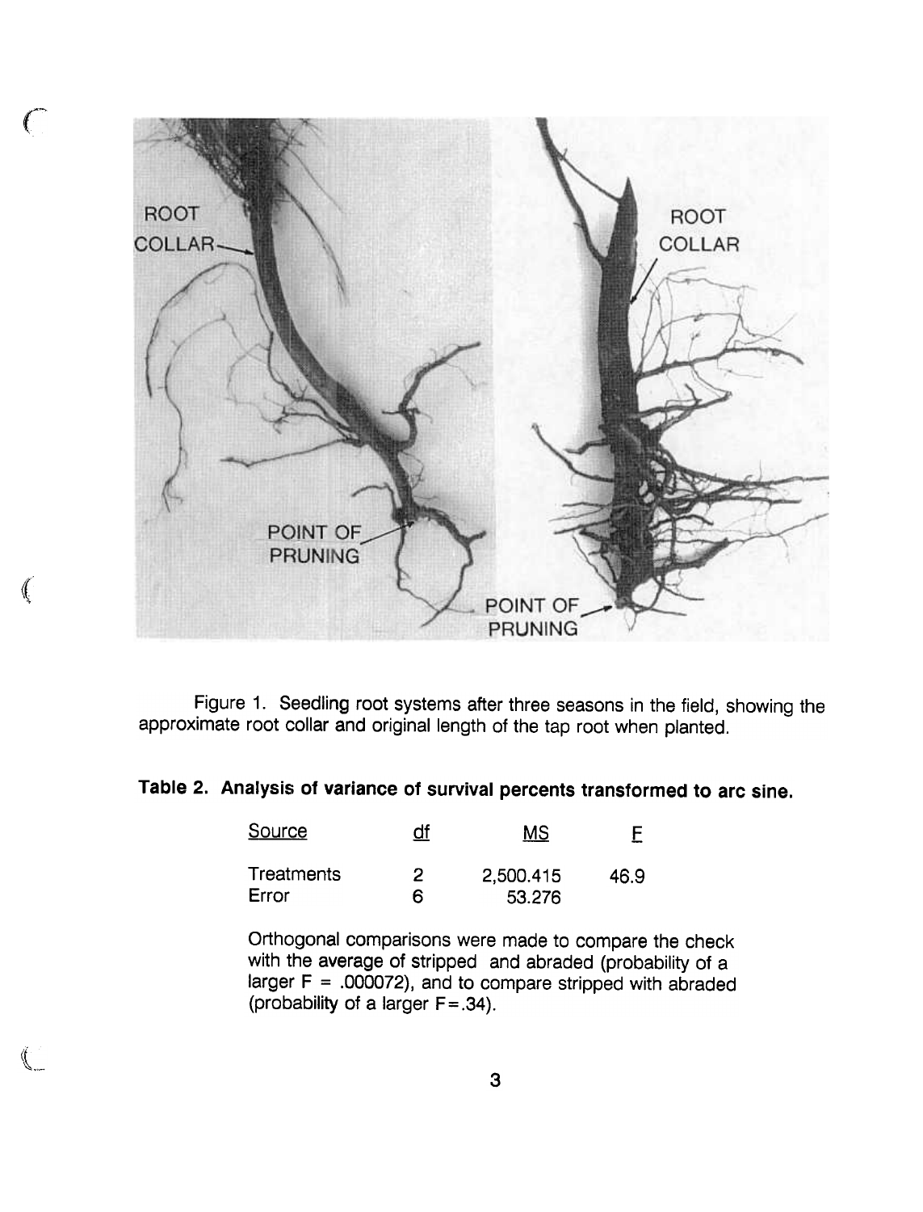ROOT COLLAR

POINT OF PRUNING

ROOT COLLAR

POINT OF PRUNING

Figure 1. Seedling root systems after three seasons in the field, showing the approximate root collar and original length of the tap root when planted.

**Table 2. Analysis of variance of survival percents transformed to arc sine.**

| Source | df | MS | F |
|---|---|---|---|
| Treatments | 2 | 2,500.415 | 46.9 |
| Error | 6 | 53.276 | |

Orthogonal comparisons were made to compare the check with the average of stripped and abraded (probability of a larger F = .000072), and to compare stripped with abraded (probability of a larger F=.34).